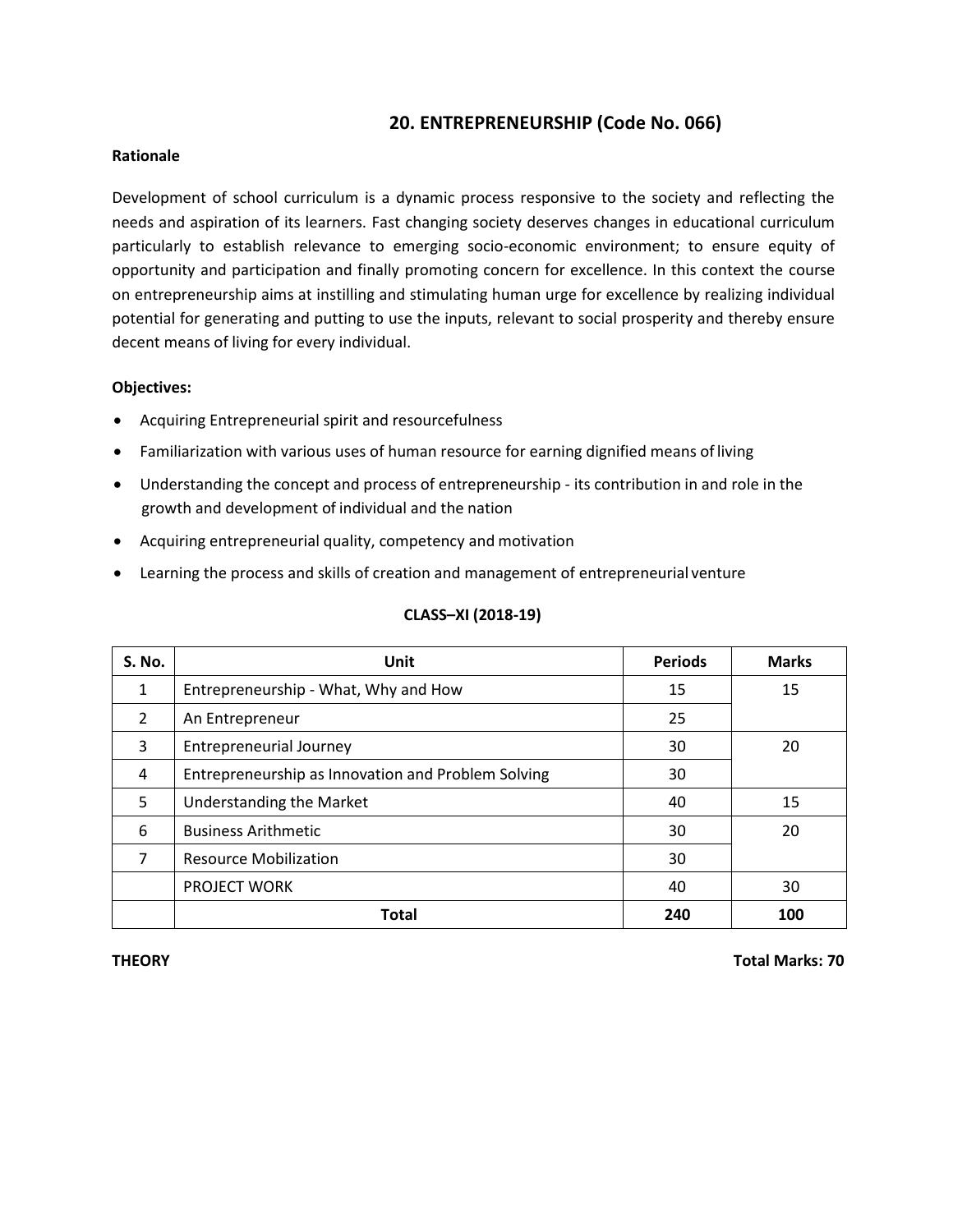# 20. ENTREPRENEURSHIP (Code No. 066)

**Rationale**

Development of school curriculum is a dynamic process responsive to the society and reflecting the needs and aspiration of its learners. Fast changing society deserves changes in educational curriculum particularly to establish relevance to emerging socio-economic environment; to ensure equity of opportunity and participation and finally promoting concern for excellence. In this context the course on entrepreneurship aims at instilling and stimulating human urge for excellence by realizing individual potential for generating and putting to use the inputs, relevant to social prosperity and thereby ensure decent means of living for every individual.

**Objectives:**

- Acquiring Entrepreneurial spirit and resourcefulness
- Familiarization with various uses of human resource for earning dignified means of living
- Understanding the concept and process of entrepreneurship - its contribution in and role in the growth and development of individual and the nation
- Acquiring entrepreneurial quality, competency and motivation
- Learning the process and skills of creation and management of entrepreneurial venture

**CLASS–XI (2018-19)**

| S. No. | Unit | Periods | Marks |
|---|---|---|---|
| 1 | Entrepreneurship - What, Why and How | 15 | 15 |
| 2 | An Entrepreneur | 25 | |
| 3 | Entrepreneurial Journey | 30 | 20 |
| 4 | Entrepreneurship as Innovation and Problem Solving | 30 | |
| 5 | Understanding the Market | 40 | 15 |
| 6 | Business Arithmetic | 30 | 20 |
| 7 | Resource Mobilization | 30 | |
| | PROJECT WORK | 40 | 30 |
| | **Total** | **240** | **100** |

**THEORY** **Total Marks: 70**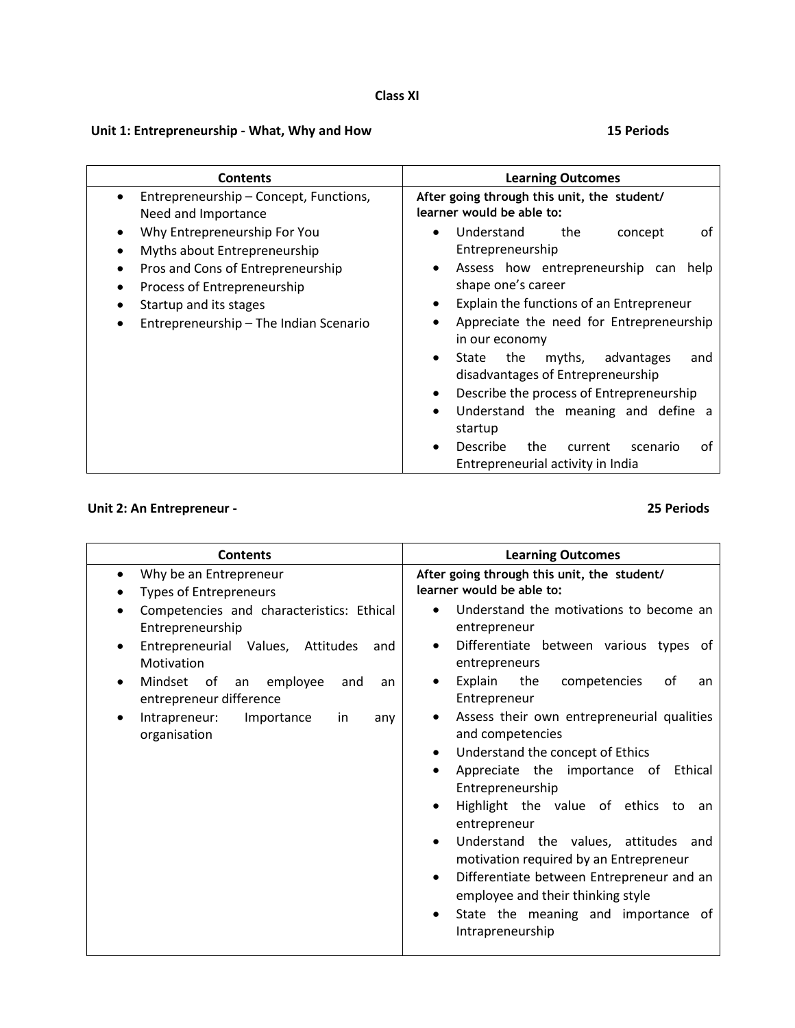**Class XI**

**Unit 1: Entrepreneurship - What, Why and How** **15 Periods**

| Contents | Learning Outcomes |
|---|---|
| <ul><li>Entrepreneurship – Concept, Functions, Need and Importance</li><li>Why Entrepreneurship For You</li><li>Myths about Entrepreneurship</li><li>Pros and Cons of Entrepreneurship</li><li>Process of Entrepreneurship</li><li>Startup and its stages</li><li>Entrepreneurship – The Indian Scenario</li></ul> | **After going through this unit, the student/ learner would be able to:**<ul><li>Understand the concept of Entrepreneurship</li><li>Assess how entrepreneurship can help shape one's career</li><li>Explain the functions of an Entrepreneur</li><li>Appreciate the need for Entrepreneurship in our economy</li><li>State the myths, advantages and disadvantages of Entrepreneurship</li><li>Describe the process of Entrepreneurship</li><li>Understand the meaning and define a startup</li><li>Describe the current scenario of Entrepreneurial activity in India</li></ul> |

**Unit 2: An Entrepreneur -** **25 Periods**

| Contents | Learning Outcomes |
|---|---|
| <ul><li>Why be an Entrepreneur</li><li>Types of Entrepreneurs</li><li>Competencies and characteristics: Ethical Entrepreneurship</li><li>Entrepreneurial Values, Attitudes and Motivation</li><li>Mindset of an employee and an entrepreneur difference</li><li>Intrapreneur: Importance in any organisation</li></ul> | **After going through this unit, the student/ learner would be able to:**<ul><li>Understand the motivations to become an entrepreneur</li><li>Differentiate between various types of entrepreneurs</li><li>Explain the competencies of an Entrepreneur</li><li>Assess their own entrepreneurial qualities and competencies</li><li>Understand the concept of Ethics</li><li>Appreciate the importance of Ethical Entrepreneurship</li><li>Highlight the value of ethics to an entrepreneur</li><li>Understand the values, attitudes and motivation required by an Entrepreneur</li><li>Differentiate between Entrepreneur and an employee and their thinking style</li><li>State the meaning and importance of Intrapreneurship</li></ul> |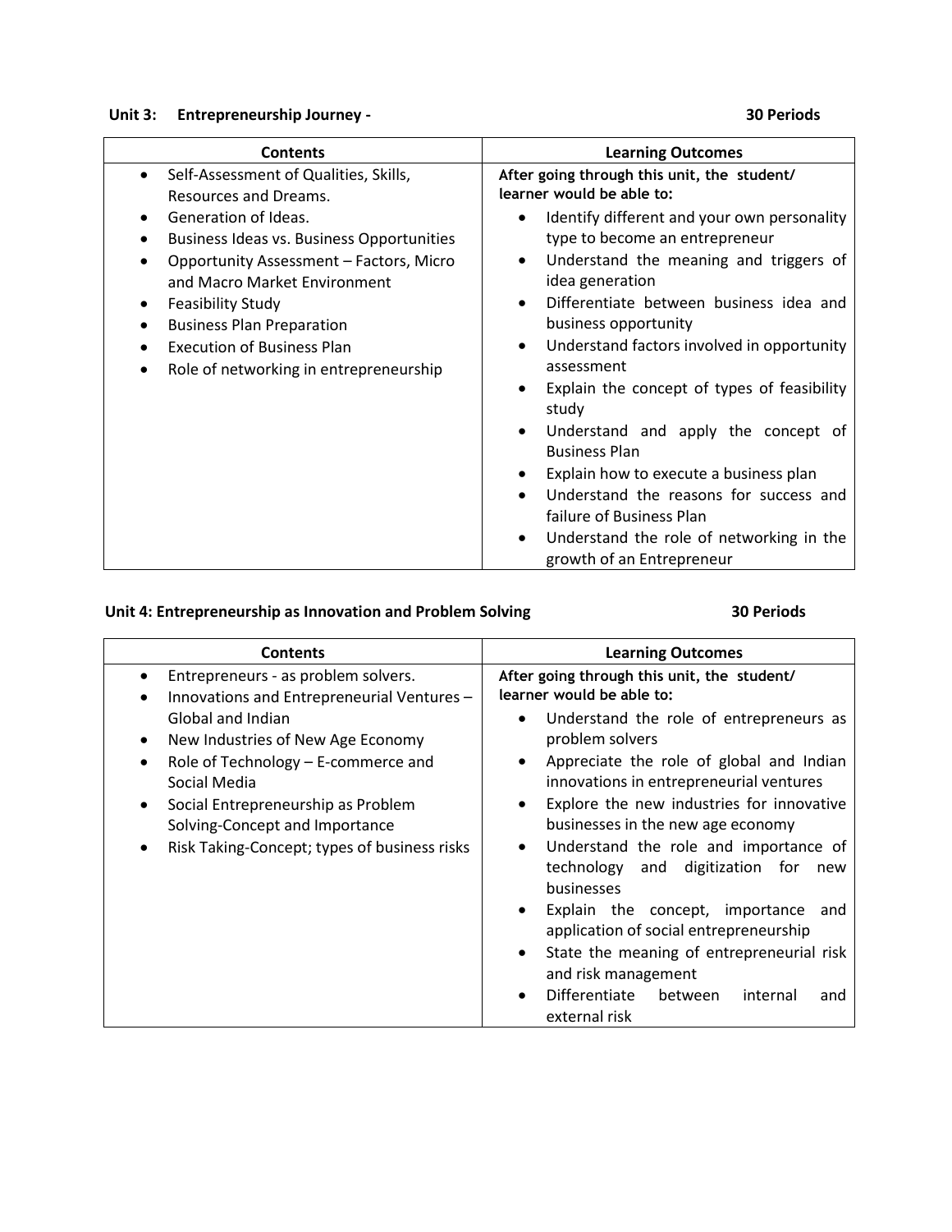**Unit 3: Entrepreneurship Journey - 30 Periods**

| Contents | Learning Outcomes |
|---|---|
| • Self-Assessment of Qualities, Skills, Resources and Dreams.<br>• Generation of Ideas.<br>• Business Ideas vs. Business Opportunities<br>• Opportunity Assessment – Factors, Micro and Macro Market Environment<br>• Feasibility Study<br>• Business Plan Preparation<br>• Execution of Business Plan<br>• Role of networking in entrepreneurship | **After going through this unit, the student/ learner would be able to:**<br>• Identify different and your own personality type to become an entrepreneur<br>• Understand the meaning and triggers of idea generation<br>• Differentiate between business idea and business opportunity<br>• Understand factors involved in opportunity assessment<br>• Explain the concept of types of feasibility study<br>• Understand and apply the concept of Business Plan<br>• Explain how to execute a business plan<br>• Understand the reasons for success and failure of Business Plan<br>• Understand the role of networking in the growth of an Entrepreneur |

**Unit 4: Entrepreneurship as Innovation and Problem Solving 30 Periods**

| Contents | Learning Outcomes |
|---|---|
| • Entrepreneurs - as problem solvers.<br>• Innovations and Entrepreneurial Ventures – Global and Indian<br>• New Industries of New Age Economy<br>• Role of Technology – E-commerce and Social Media<br>• Social Entrepreneurship as Problem Solving-Concept and Importance<br>• Risk Taking-Concept; types of business risks | **After going through this unit, the student/ learner would be able to:**<br>• Understand the role of entrepreneurs as problem solvers<br>• Appreciate the role of global and Indian innovations in entrepreneurial ventures<br>• Explore the new industries for innovative businesses in the new age economy<br>• Understand the role and importance of technology and digitization for new businesses<br>• Explain the concept, importance and application of social entrepreneurship<br>• State the meaning of entrepreneurial risk and risk management<br>• Differentiate between internal and external risk |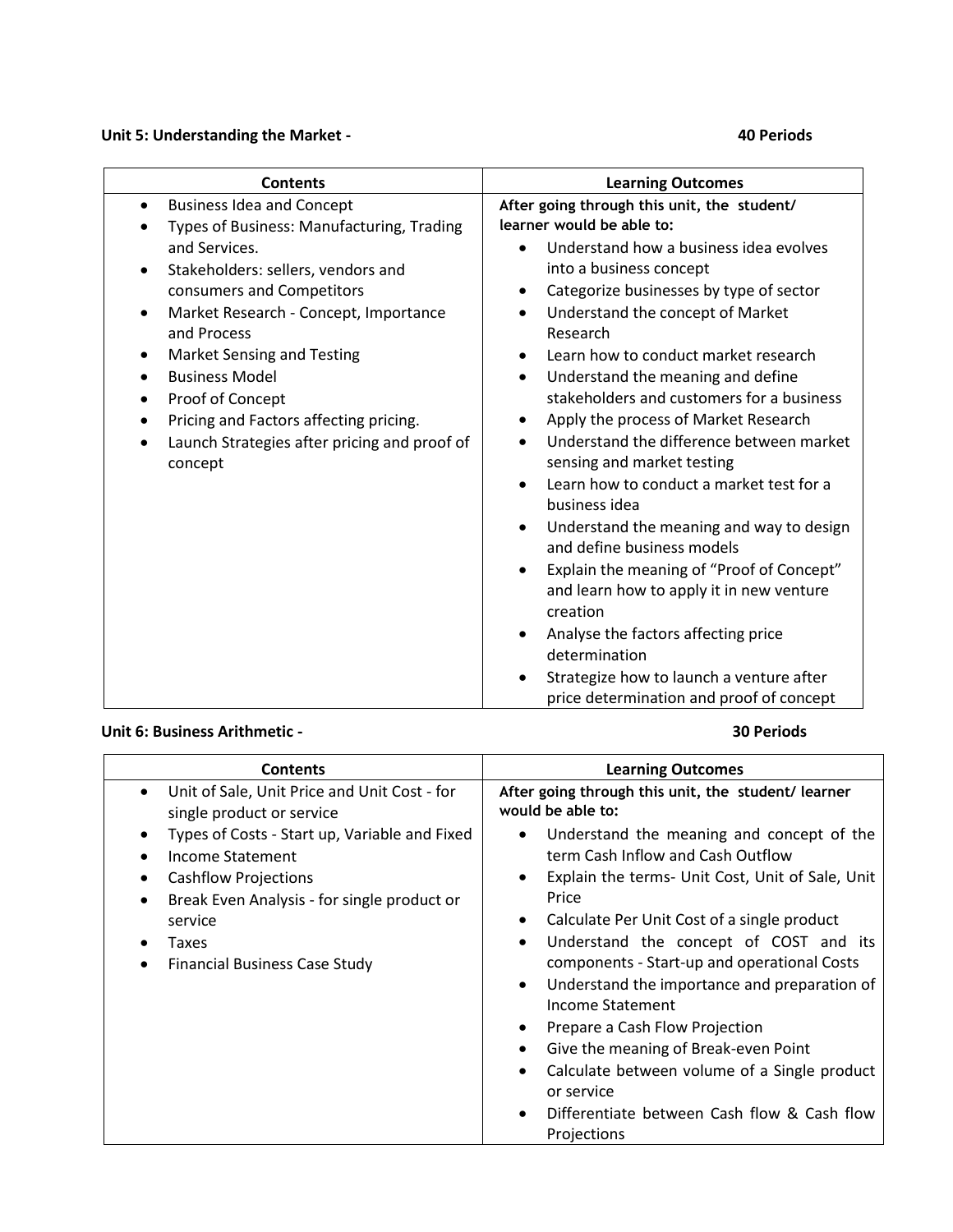**Unit 5: Understanding the Market - 40 Periods**

| Contents | Learning Outcomes |
|---|---|
| • Business Idea and Concept<br>• Types of Business: Manufacturing, Trading and Services.<br>• Stakeholders: sellers, vendors and consumers and Competitors<br>• Market Research - Concept, Importance and Process<br>• Market Sensing and Testing<br>• Business Model<br>• Proof of Concept<br>• Pricing and Factors affecting pricing.<br>• Launch Strategies after pricing and proof of concept | **After going through this unit, the student/ learner would be able to:**<br>• Understand how a business idea evolves into a business concept<br>• Categorize businesses by type of sector<br>• Understand the concept of Market Research<br>• Learn how to conduct market research<br>• Understand the meaning and define stakeholders and customers for a business<br>• Apply the process of Market Research<br>• Understand the difference between market sensing and market testing<br>• Learn how to conduct a market test for a business idea<br>• Understand the meaning and way to design and define business models<br>• Explain the meaning of "Proof of Concept" and learn how to apply it in new venture creation<br>• Analyse the factors affecting price determination<br>• Strategize how to launch a venture after price determination and proof of concept |

**Unit 6: Business Arithmetic - 30 Periods**

| Contents | Learning Outcomes |
|---|---|
| • Unit of Sale, Unit Price and Unit Cost - for single product or service<br>• Types of Costs - Start up, Variable and Fixed<br>• Income Statement<br>• Cashflow Projections<br>• Break Even Analysis - for single product or service<br>• Taxes<br>• Financial Business Case Study | **After going through this unit, the student/ learner would be able to:**<br>• Understand the meaning and concept of the term Cash Inflow and Cash Outflow<br>• Explain the terms- Unit Cost, Unit of Sale, Unit Price<br>• Calculate Per Unit Cost of a single product<br>• Understand the concept of COST and its components - Start-up and operational Costs<br>• Understand the importance and preparation of Income Statement<br>• Prepare a Cash Flow Projection<br>• Give the meaning of Break-even Point<br>• Calculate between volume of a Single product or service<br>• Differentiate between Cash flow & Cash flow Projections |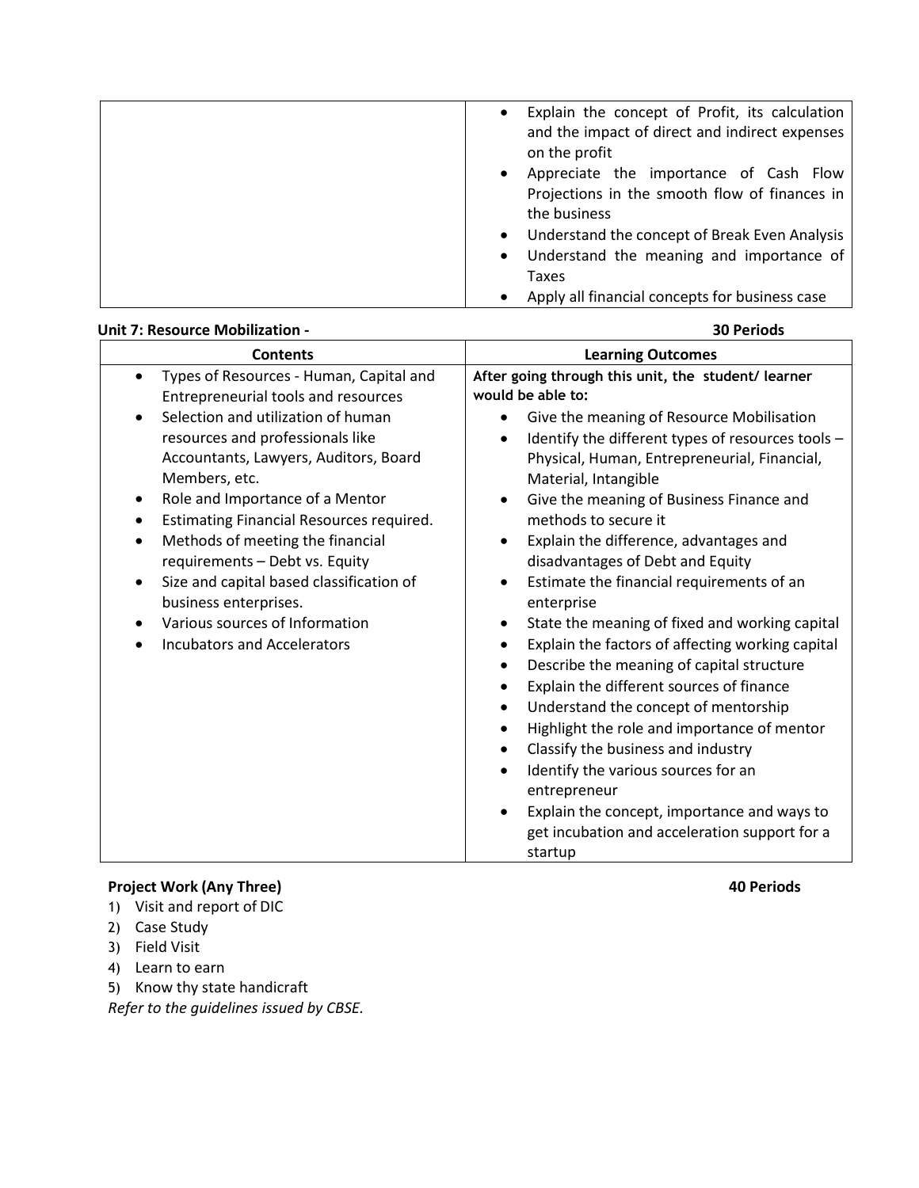| | |
|---|---|
| | • Explain the concept of Profit, its calculation and the impact of direct and indirect expenses on the profit<br>• Appreciate the importance of Cash Flow Projections in the smooth flow of finances in the business<br>• Understand the concept of Break Even Analysis<br>• Understand the meaning and importance of Taxes<br>• Apply all financial concepts for business case |

**Unit 7: Resource Mobilization - 30 Periods**

| Contents | Learning Outcomes |
|---|---|
| • Types of Resources - Human, Capital and Entrepreneurial tools and resources<br>• Selection and utilization of human resources and professionals like Accountants, Lawyers, Auditors, Board Members, etc.<br>• Role and Importance of a Mentor<br>• Estimating Financial Resources required.<br>• Methods of meeting the financial requirements – Debt vs. Equity<br>• Size and capital based classification of business enterprises.<br>• Various sources of Information<br>• Incubators and Accelerators | **After going through this unit, the student/ learner would be able to:**<br>• Give the meaning of Resource Mobilisation<br>• Identify the different types of resources tools – Physical, Human, Entrepreneurial, Financial, Material, Intangible<br>• Give the meaning of Business Finance and methods to secure it<br>• Explain the difference, advantages and disadvantages of Debt and Equity<br>• Estimate the financial requirements of an enterprise<br>• State the meaning of fixed and working capital<br>• Explain the factors of affecting working capital<br>• Describe the meaning of capital structure<br>• Explain the different sources of finance<br>• Understand the concept of mentorship<br>• Highlight the role and importance of mentor<br>• Classify the business and industry<br>• Identify the various sources for an entrepreneur<br>• Explain the concept, importance and ways to get incubation and acceleration support for a startup |

**Project Work (Any Three) 40 Periods**

1) Visit and report of DIC
2) Case Study
3) Field Visit
4) Learn to earn
5) Know thy state handicraft

*Refer to the guidelines issued by CBSE.*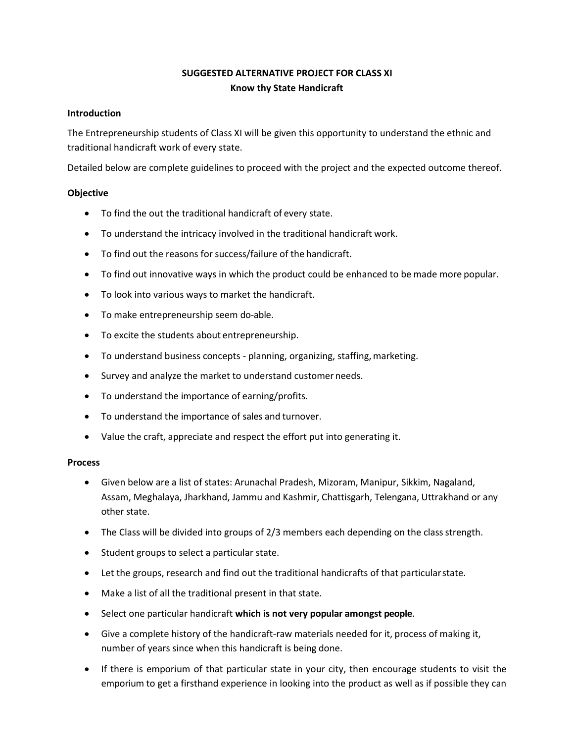# SUGGESTED ALTERNATIVE PROJECT FOR CLASS XI
## Know thy State Handicraft

### Introduction

The Entrepreneurship students of Class XI will be given this opportunity to understand the ethnic and traditional handicraft work of every state.

Detailed below are complete guidelines to proceed with the project and the expected outcome thereof.

### Objective

- To find the out the traditional handicraft of every state.
- To understand the intricacy involved in the traditional handicraft work.
- To find out the reasons for success/failure of the handicraft.
- To find out innovative ways in which the product could be enhanced to be made more popular.
- To look into various ways to market the handicraft.
- To make entrepreneurship seem do-able.
- To excite the students about entrepreneurship.
- To understand business concepts - planning, organizing, staffing, marketing.
- Survey and analyze the market to understand customer needs.
- To understand the importance of earning/profits.
- To understand the importance of sales and turnover.
- Value the craft, appreciate and respect the effort put into generating it.

### Process

- Given below are a list of states: Arunachal Pradesh, Mizoram, Manipur, Sikkim, Nagaland, Assam, Meghalaya, Jharkhand, Jammu and Kashmir, Chattisgarh, Telengana, Uttrakhand or any other state.
- The Class will be divided into groups of 2/3 members each depending on the class strength.
- Student groups to select a particular state.
- Let the groups, research and find out the traditional handicrafts of that particular state.
- Make a list of all the traditional present in that state.
- Select one particular handicraft **which is not very popular amongst people**.
- Give a complete history of the handicraft-raw materials needed for it, process of making it, number of years since when this handicraft is being done.
- If there is emporium of that particular state in your city, then encourage students to visit the emporium to get a firsthand experience in looking into the product as well as if possible they can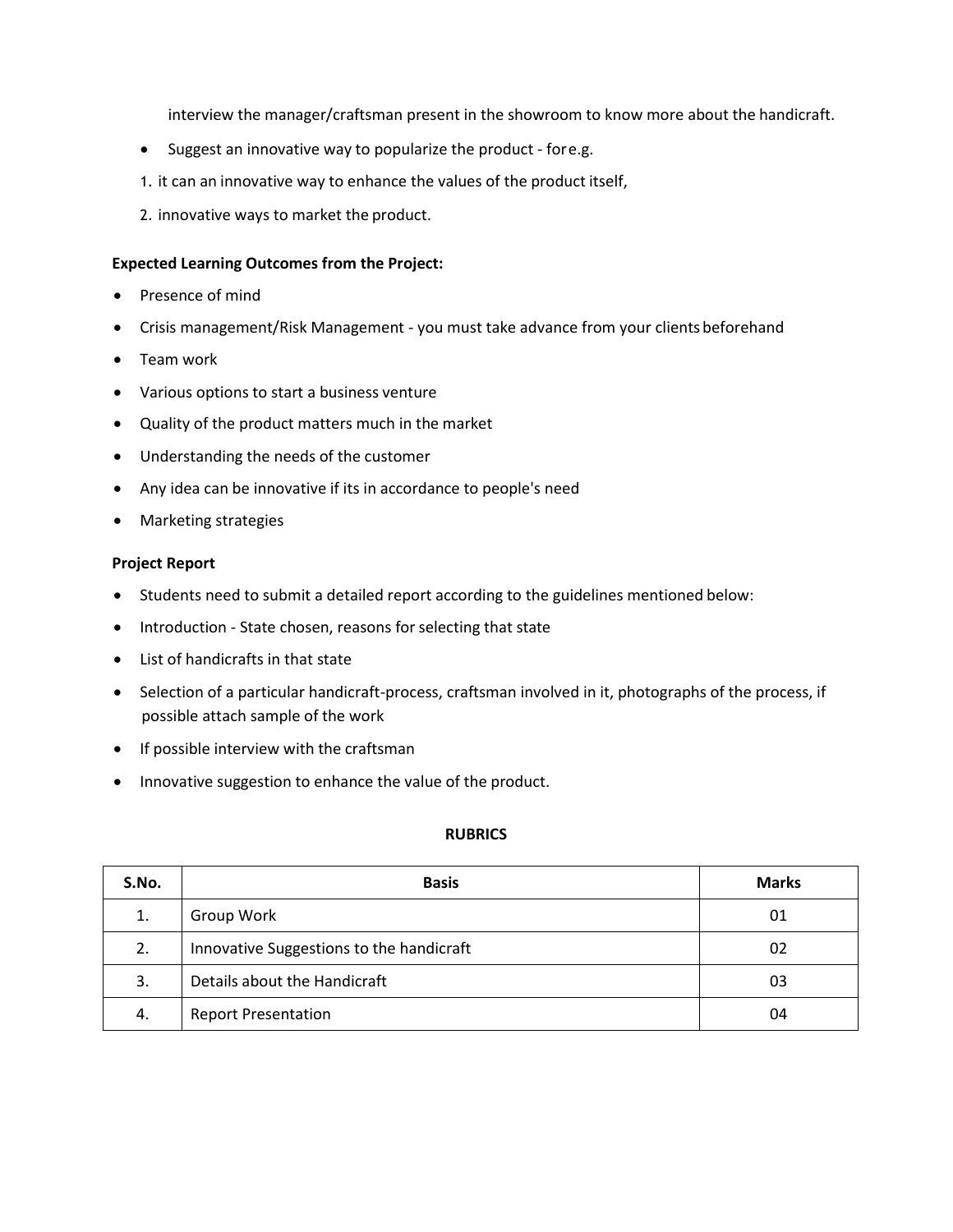interview the manager/craftsman present in the showroom to know more about the handicraft.

- Suggest an innovative way to popularize the product - for e.g.

1. it can an innovative way to enhance the values of the product itself,
2. innovative ways to market the product.

**Expected Learning Outcomes from the Project:**

- Presence of mind
- Crisis management/Risk Management - you must take advance from your clients beforehand
- Team work
- Various options to start a business venture
- Quality of the product matters much in the market
- Understanding the needs of the customer
- Any idea can be innovative if its in accordance to people's need
- Marketing strategies

**Project Report**

- Students need to submit a detailed report according to the guidelines mentioned below:
- Introduction - State chosen, reasons for selecting that state
- List of handicrafts in that state
- Selection of a particular handicraft-process, craftsman involved in it, photographs of the process, if possible attach sample of the work
- If possible interview with the craftsman
- Innovative suggestion to enhance the value of the product.

**RUBRICS**

| S.No. | Basis | Marks |
|---|---|---|
| 1. | Group Work | 01 |
| 2. | Innovative Suggestions to the handicraft | 02 |
| 3. | Details about the Handicraft | 03 |
| 4. | Report Presentation | 04 |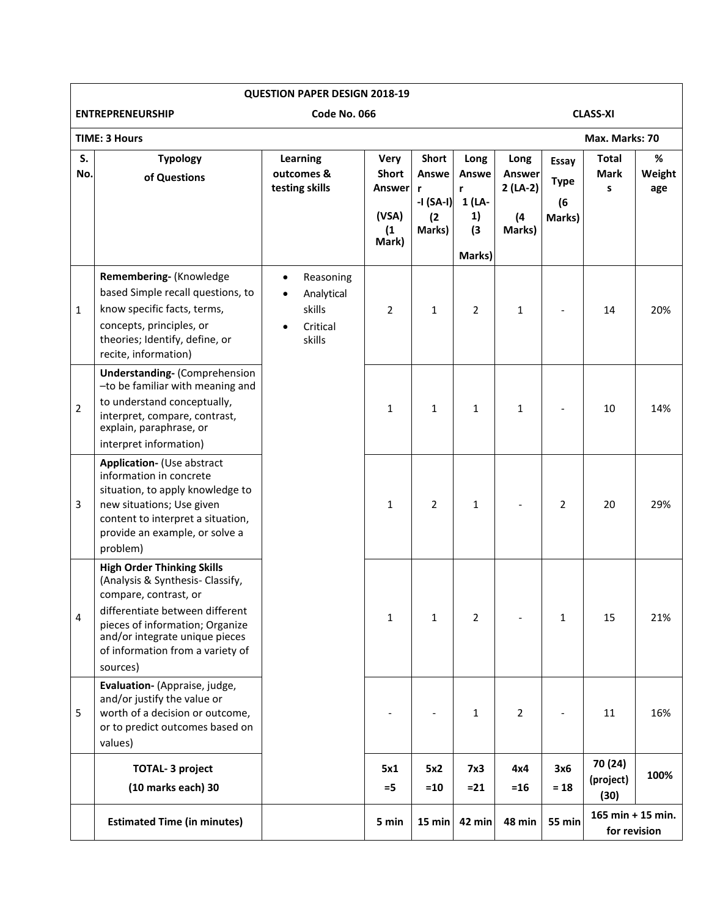**QUESTION PAPER DESIGN 2018-19**

**ENTREPRENEURSHIP** **Code No. 066** **CLASS-XI**

**TIME: 3 Hours** **Max. Marks: 70**

| S. No. | Typology of Questions | Learning outcomes & testing skills | Very Short Answer (VSA) (1 Mark) | Short Answer -I (SA-I) (2 Marks) | Long Answer 1 (LA-1) (3 Marks) | Long Answer 2 (LA-2) (4 Marks) | Essay Type (6 Marks) | Total Marks | % Weightage |
|---|---|---|---|---|---|---|---|---|---|
| 1 | **Remembering-** (Knowledge based Simple recall questions, to know specific facts, terms, concepts, principles, or theories; Identify, define, or recite, information) | • Reasoning<br>• Analytical skills<br>• Critical skills | 2 | 1 | 2 | 1 | - | 14 | 20% |
| 2 | **Understanding-** (Comprehension –to be familiar with meaning and to understand conceptually, interpret, compare, contrast, explain, paraphrase, or interpret information) | | 1 | 1 | 1 | 1 | - | 10 | 14% |
| 3 | **Application-** (Use abstract information in concrete situation, to apply knowledge to new situations; Use given content to interpret a situation, provide an example, or solve a problem) | | 1 | 2 | 1 | - | 2 | 20 | 29% |
| 4 | **High Order Thinking Skills** (Analysis & Synthesis- Classify, compare, contrast, or differentiate between different pieces of information; Organize and/or integrate unique pieces of information from a variety of sources) | | 1 | 1 | 2 | - | 1 | 15 | 21% |
| 5 | **Evaluation-** (Appraise, judge, and/or justify the value or worth of a decision or outcome, or to predict outcomes based on values) | | - | - | 1 | 2 | - | 11 | 16% |
| | **TOTAL- 3 project (10 marks each) 30** | | **5x1 =5** | **5x2 =10** | **7x3 =21** | **4x4 =16** | **3x6 = 18** | **70 (24) (project) (30)** | **100%** |
| | **Estimated Time (in minutes)** | | **5 min** | **15 min** | **42 min** | **48 min** | **55 min** | **165 min + 15 min. for revision** | |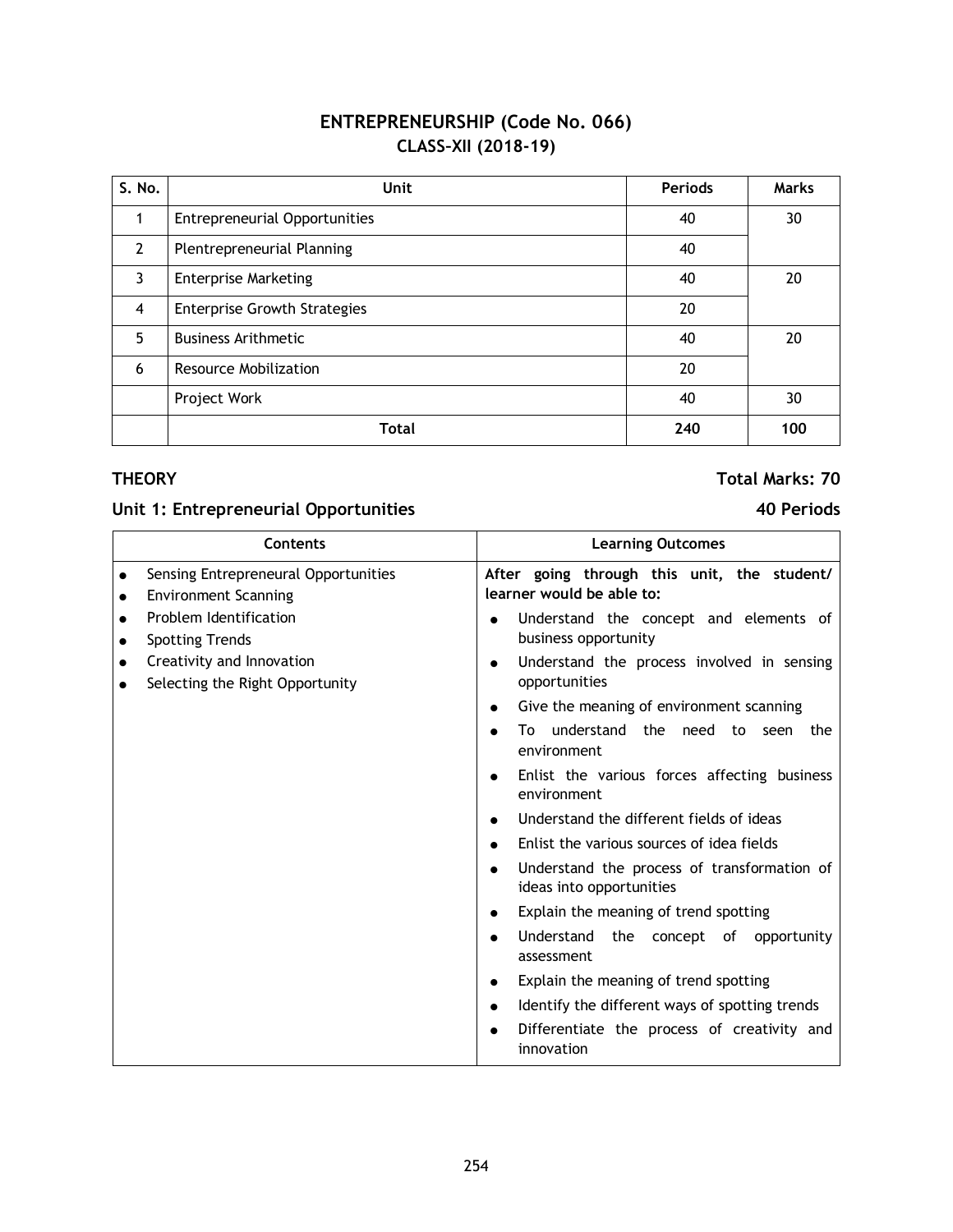# ENTREPRENEURSHIP (Code No. 066)
## CLASS–XII (2018-19)

| S. No. | Unit | Periods | Marks |
|---|---|---|---|
| 1 | Entrepreneurial Opportunities | 40 | 30 |
| 2 | Plentrepreneurial Planning | 40 | |
| 3 | Enterprise Marketing | 40 | 20 |
| 4 | Enterprise Growth Strategies | 20 | |
| 5 | Business Arithmetic | 40 | 20 |
| 6 | Resource Mobilization | 20 | |
| | Project Work | 40 | 30 |
| | **Total** | **240** | **100** |

**THEORY** **Total Marks: 70**

**Unit 1: Entrepreneurial Opportunities** **40 Periods**

| Contents | Learning Outcomes |
|---|---|
| • Sensing Entrepreneural Opportunities<br>• Environment Scanning<br>• Problem Identification<br>• Spotting Trends<br>• Creativity and Innovation<br>• Selecting the Right Opportunity | **After going through this unit, the student/ learner would be able to:**<br>• Understand the concept and elements of business opportunity<br>• Understand the process involved in sensing opportunities<br>• Give the meaning of environment scanning<br>• To understand the need to seen the environment<br>• Enlist the various forces affecting business environment<br>• Understand the different fields of ideas<br>• Enlist the various sources of idea fields<br>• Understand the process of transformation of ideas into opportunities<br>• Explain the meaning of trend spotting<br>• Understand the concept of opportunity assessment<br>• Explain the meaning of trend spotting<br>• Identify the different ways of spotting trends<br>• Differentiate the process of creativity and innovation |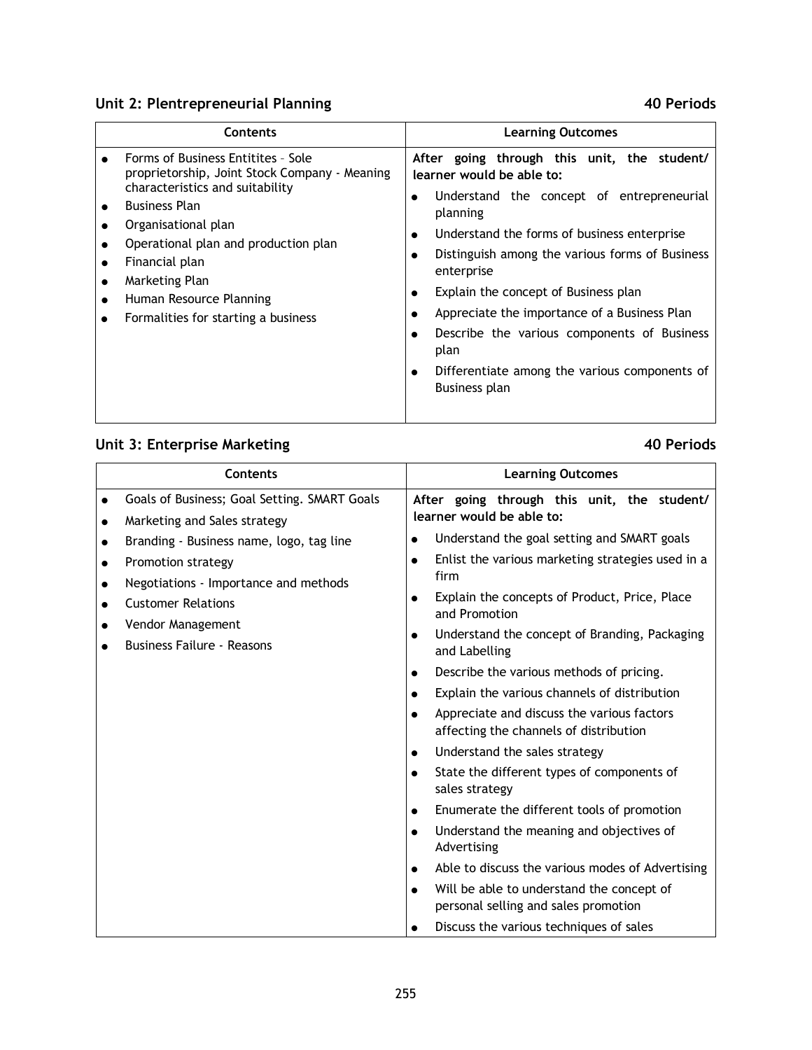## Unit 2: Plentrepreneurial Planning — 40 Periods

| Contents | Learning Outcomes |
|---|---|
| • Forms of Business Entitites – Sole proprietorship, Joint Stock Company - Meaning characteristics and suitability<br>• Business Plan<br>• Organisational plan<br>• Operational plan and production plan<br>• Financial plan<br>• Marketing Plan<br>• Human Resource Planning<br>• Formalities for starting a business | **After going through this unit, the student/ learner would be able to:**<br>• Understand the concept of entrepreneurial planning<br>• Understand the forms of business enterprise<br>• Distinguish among the various forms of Business enterprise<br>• Explain the concept of Business plan<br>• Appreciate the importance of a Business Plan<br>• Describe the various components of Business plan<br>• Differentiate among the various components of Business plan |

## Unit 3: Enterprise Marketing — 40 Periods

| Contents | Learning Outcomes |
|---|---|
| • Goals of Business; Goal Setting. SMART Goals<br>• Marketing and Sales strategy<br>• Branding - Business name, logo, tag line<br>• Promotion strategy<br>• Negotiations - Importance and methods<br>• Customer Relations<br>• Vendor Management<br>• Business Failure - Reasons | **After going through this unit, the student/ learner would be able to:**<br>• Understand the goal setting and SMART goals<br>• Enlist the various marketing strategies used in a firm<br>• Explain the concepts of Product, Price, Place and Promotion<br>• Understand the concept of Branding, Packaging and Labelling<br>• Describe the various methods of pricing.<br>• Explain the various channels of distribution<br>• Appreciate and discuss the various factors affecting the channels of distribution<br>• Understand the sales strategy<br>• State the different types of components of sales strategy<br>• Enumerate the different tools of promotion<br>• Understand the meaning and objectives of Advertising<br>• Able to discuss the various modes of Advertising<br>• Will be able to understand the concept of personal selling and sales promotion<br>• Discuss the various techniques of sales |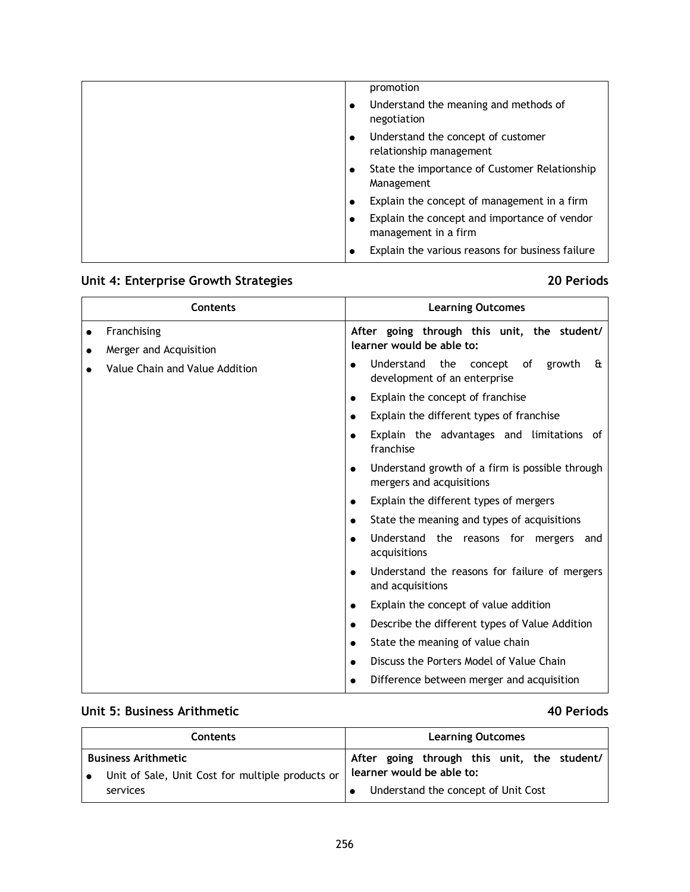| | |
|---|---|
| | promotion<br>● Understand the meaning and methods of negotiation<br>● Understand the concept of customer relationship management<br>● State the importance of Customer Relationship Management<br>● Explain the concept of management in a firm<br>● Explain the concept and importance of vendor management in a firm<br>● Explain the various reasons for business failure |

## Unit 4: Enterprise Growth Strategies — 20 Periods

| Contents | Learning Outcomes |
|---|---|
| ● Franchising<br>● Merger and Acquisition<br>● Value Chain and Value Addition | **After going through this unit, the student/ learner would be able to:**<br>● Understand the concept of growth & development of an enterprise<br>● Explain the concept of franchise<br>● Explain the different types of franchise<br>● Explain the advantages and limitations of franchise<br>● Understand growth of a firm is possible through mergers and acquisitions<br>● Explain the different types of mergers<br>● State the meaning and types of acquisitions<br>● Understand the reasons for mergers and acquisitions<br>● Understand the reasons for failure of mergers and acquisitions<br>● Explain the concept of value addition<br>● Describe the different types of Value Addition<br>● State the meaning of value chain<br>● Discuss the Porters Model of Value Chain<br>● Difference between merger and acquisition |

## Unit 5: Business Arithmetic — 40 Periods

| Contents | Learning Outcomes |
|---|---|
| **Business Arithmetic**<br>● Unit of Sale, Unit Cost for multiple products or services | **After going through this unit, the student/ learner would be able to:**<br>● Understand the concept of Unit Cost |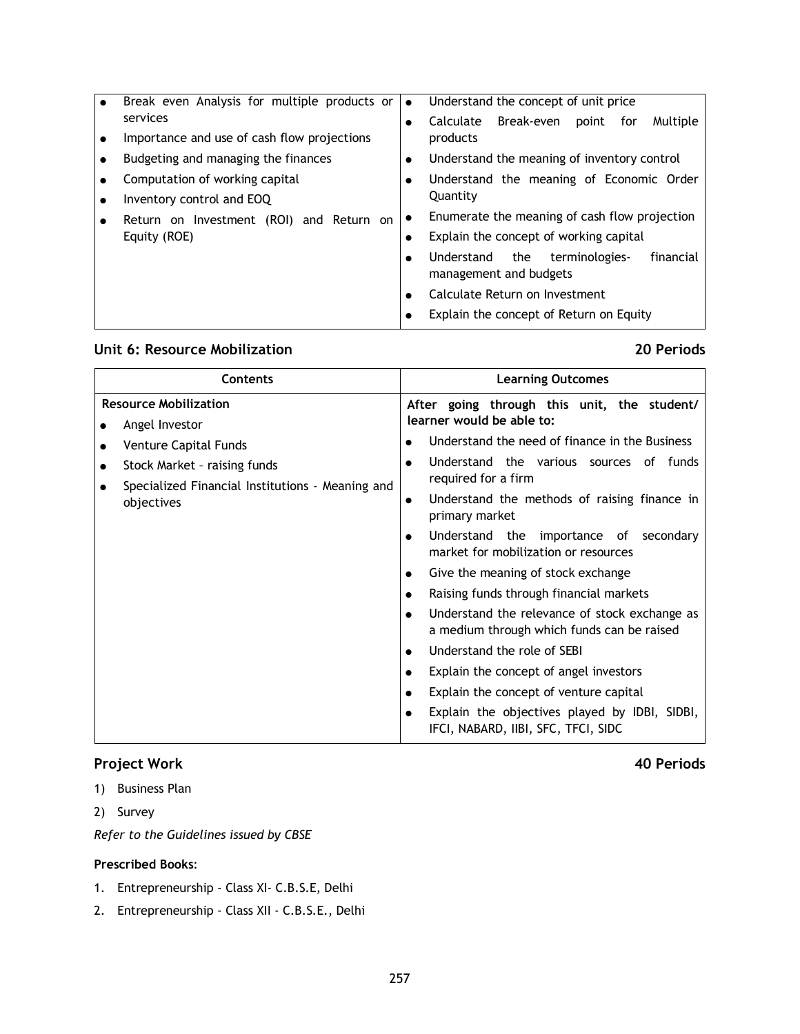| | |
|---|---|
| • Break even Analysis for multiple products or services<br>• Importance and use of cash flow projections<br>• Budgeting and managing the finances<br>• Computation of working capital<br>• Inventory control and EOQ<br>• Return on Investment (ROI) and Return on Equity (ROE) | • Understand the concept of unit price<br>• Calculate Break-even point for Multiple products<br>• Understand the meaning of inventory control<br>• Understand the meaning of Economic Order Quantity<br>• Enumerate the meaning of cash flow projection<br>• Explain the concept of working capital<br>• Understand the terminologies- financial management and budgets<br>• Calculate Return on Investment<br>• Explain the concept of Return on Equity |

## Unit 6: Resource Mobilization — 20 Periods

| Contents | Learning Outcomes |
|---|---|
| **Resource Mobilization**<br>• Angel Investor<br>• Venture Capital Funds<br>• Stock Market – raising funds<br>• Specialized Financial Institutions - Meaning and objectives | **After going through this unit, the student/ learner would be able to:**<br>• Understand the need of finance in the Business<br>• Understand the various sources of funds required for a firm<br>• Understand the methods of raising finance in primary market<br>• Understand the importance of secondary market for mobilization or resources<br>• Give the meaning of stock exchange<br>• Raising funds through financial markets<br>• Understand the relevance of stock exchange as a medium through which funds can be raised<br>• Understand the role of SEBI<br>• Explain the concept of angel investors<br>• Explain the concept of venture capital<br>• Explain the objectives played by IDBI, SIDBI, IFCI, NABARD, IIBI, SFC, TFCI, SIDC |

## Project Work — 40 Periods

1) Business Plan
2) Survey

*Refer to the Guidelines issued by CBSE*

**Prescribed Books:**

1. Entrepreneurship - Class XI- C.B.S.E, Delhi
2. Entrepreneurship - Class XII - C.B.S.E., Delhi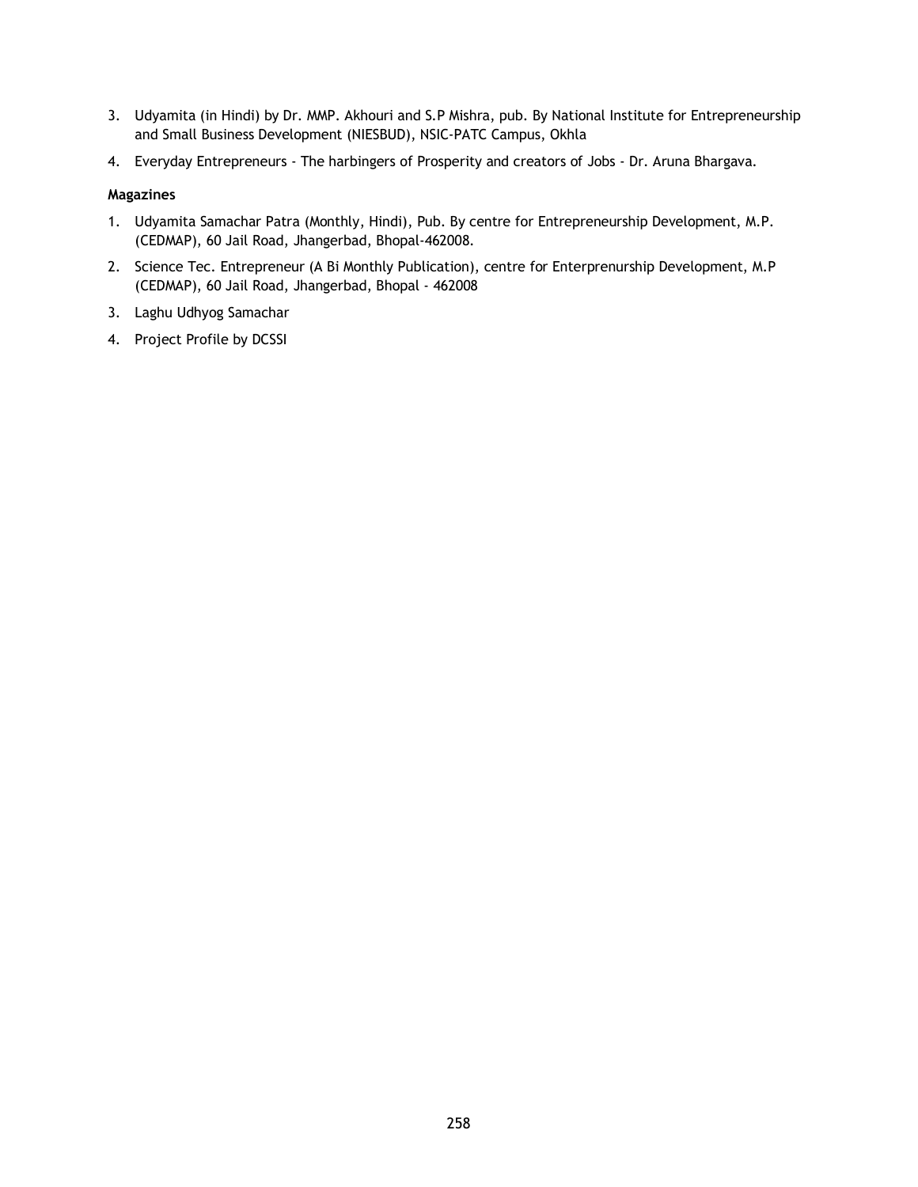3. Udyamita (in Hindi) by Dr. MMP. Akhouri and S.P Mishra, pub. By National Institute for Entrepreneurship and Small Business Development (NIESBUD), NSIC-PATC Campus, Okhla
4. Everyday Entrepreneurs - The harbingers of Prosperity and creators of Jobs - Dr. Aruna Bhargava.

**Magazines**

1. Udyamita Samachar Patra (Monthly, Hindi), Pub. By centre for Entrepreneurship Development, M.P. (CEDMAP), 60 Jail Road, Jhangerbad, Bhopal-462008.
2. Science Tec. Entrepreneur (A Bi Monthly Publication), centre for Enterprenurship Development, M.P (CEDMAP), 60 Jail Road, Jhangerbad, Bhopal - 462008
3. Laghu Udhyog Samachar
4. Project Profile by DCSSI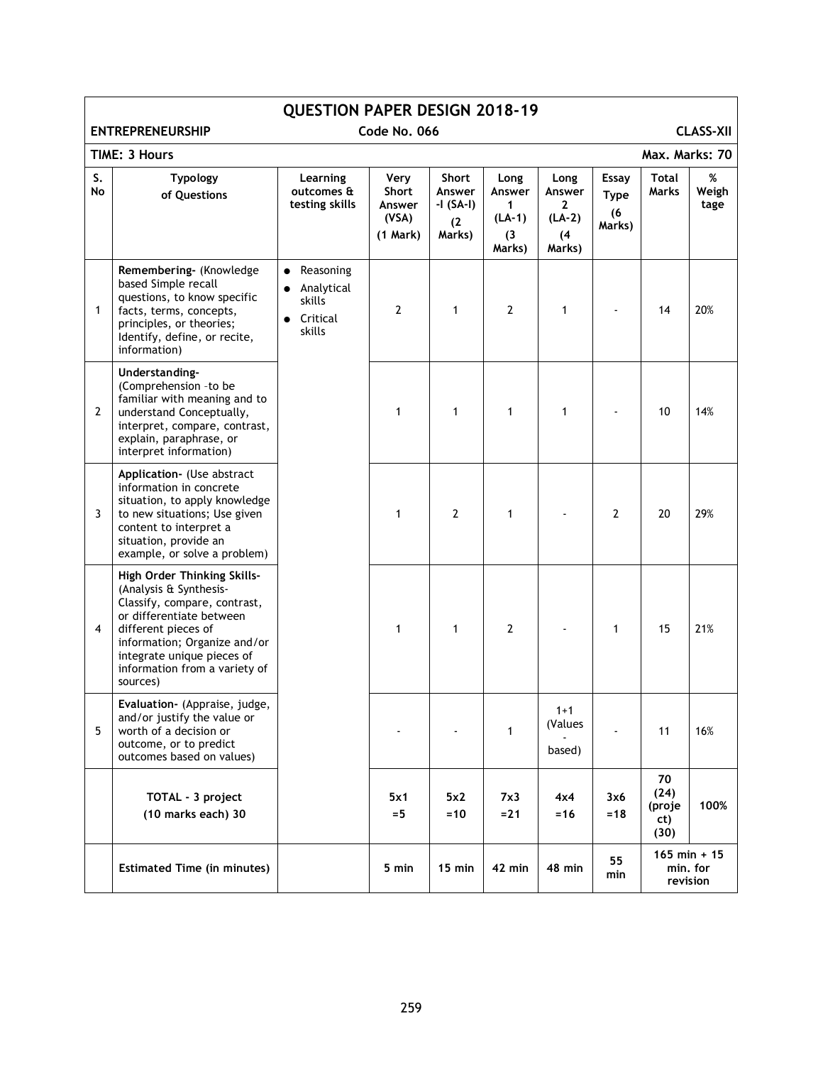# QUESTION PAPER DESIGN 2018-19

**ENTREPRENEURSHIP** **Code No. 066** **CLASS-XII**

**TIME: 3 Hours** **Max. Marks: 70**

| S. No | Typology of Questions | Learning outcomes & testing skills | Very Short Answer (VSA) (1 Mark) | Short Answer -I (SA-I) (2 Marks) | Long Answer 1 (LA-1) (3 Marks) | Long Answer 2 (LA-2) (4 Marks) | Essay Type (6 Marks) | Total Marks | % Weigh tage |
|---|---|---|---|---|---|---|---|---|---|
| 1 | **Remembering-** (Knowledge based Simple recall questions, to know specific facts, terms, concepts, principles, or theories; Identify, define, or recite, information) | • Reasoning<br>• Analytical skills<br>• Critical skills | 2 | 1 | 2 | 1 | - | 14 | 20% |
| 2 | **Understanding-** (Comprehension –to be familiar with meaning and to understand Conceptually, interpret, compare, contrast, explain, paraphrase, or interpret information) | | 1 | 1 | 1 | 1 | - | 10 | 14% |
| 3 | **Application-** (Use abstract information in concrete situation, to apply knowledge to new situations; Use given content to interpret a situation, provide an example, or solve a problem) | | 1 | 2 | 1 | - | 2 | 20 | 29% |
| 4 | **High Order Thinking Skills-** (Analysis & Synthesis- Classify, compare, contrast, or differentiate between different pieces of information; Organize and/or integrate unique pieces of information from a variety of sources) | | 1 | 1 | 2 | - | 1 | 15 | 21% |
| 5 | **Evaluation-** (Appraise, judge, and/or justify the value or worth of a decision or outcome, or to predict outcomes based on values) | | - | - | 1 | 1+1 (Values - based) | - | 11 | 16% |
| | **TOTAL - 3 project (10 marks each) 30** | | **5x1 =5** | **5x2 =10** | **7x3 =21** | **4x4 =16** | **3x6 =18** | **70 (24) (project) (30)** | **100%** |
| | **Estimated Time (in minutes)** | | **5 min** | **15 min** | **42 min** | **48 min** | **55 min** | **165 min + 15 min. for revision** | |